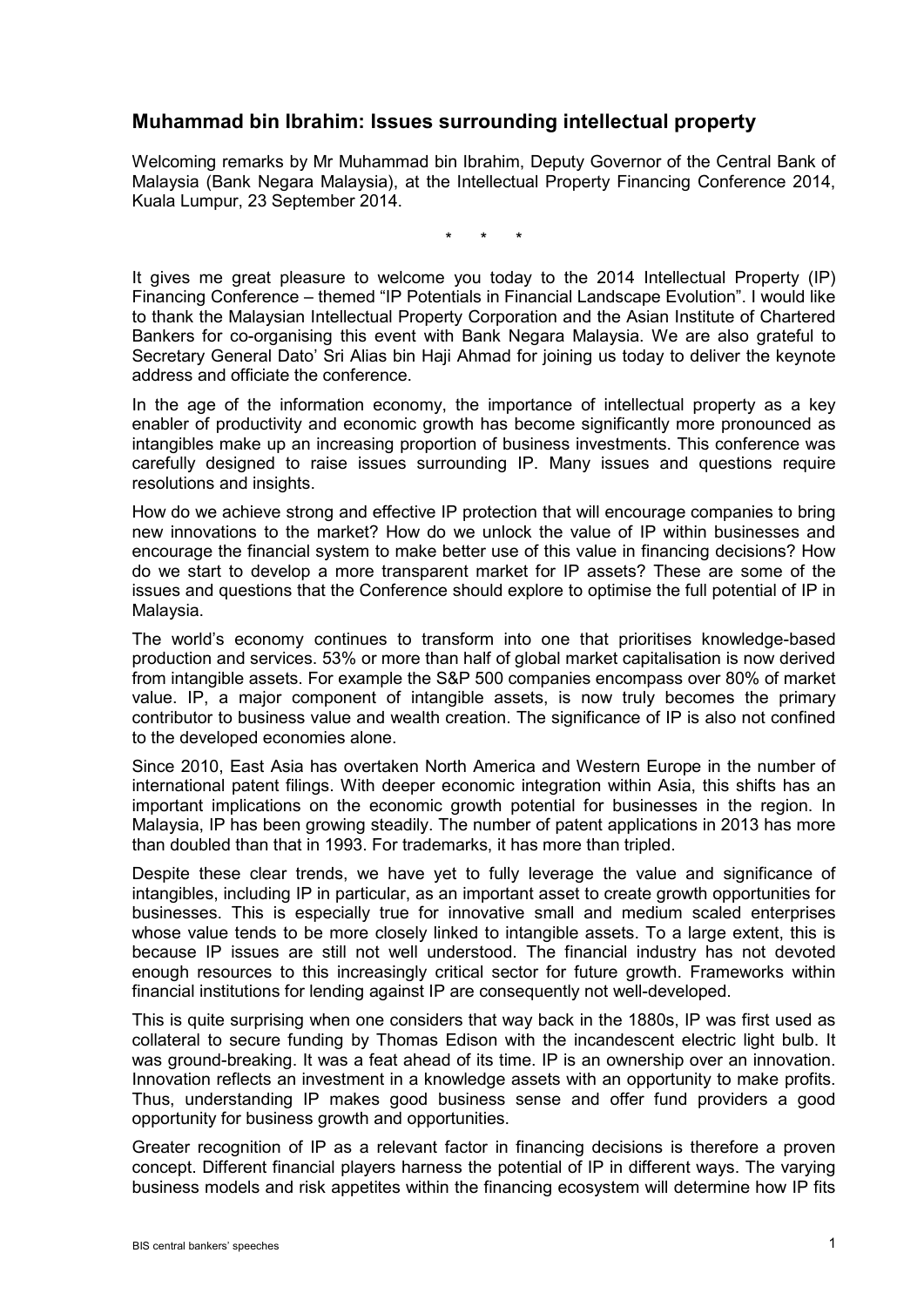## Muhammad bin Ibrahim: Issues surrounding intellectual property

Welcoming remarks by Mr Muhammad bin Ibrahim, Deputy Governor of the Central Bank of Malaysia (Bank Negara Malaysia), at the Intellectual Property Financing Conference 2014, Kuala Lumpur, 23 September 2014.

\*   \*   \*

It gives me great pleasure to welcome you today to the 2014 Intellectual Property (IP) Financing Conference – themed "IP Potentials in Financial Landscape Evolution". I would like to thank the Malaysian Intellectual Property Corporation and the Asian Institute of Chartered Bankers for co-organising this event with Bank Negara Malaysia. We are also grateful to Secretary General Dato' Sri Alias bin Haji Ahmad for joining us today to deliver the keynote address and officiate the conference.

In the age of the information economy, the importance of intellectual property as a key enabler of productivity and economic growth has become significantly more pronounced as intangibles make up an increasing proportion of business investments. This conference was carefully designed to raise issues surrounding IP. Many issues and questions require resolutions and insights.

How do we achieve strong and effective IP protection that will encourage companies to bring new innovations to the market? How do we unlock the value of IP within businesses and encourage the financial system to make better use of this value in financing decisions? How do we start to develop a more transparent market for IP assets? These are some of the issues and questions that the Conference should explore to optimise the full potential of IP in Malaysia.

The world's economy continues to transform into one that prioritises knowledge-based production and services. 53% or more than half of global market capitalisation is now derived from intangible assets. For example the S&P 500 companies encompass over 80% of market value. IP, a major component of intangible assets, is now truly becomes the primary contributor to business value and wealth creation. The significance of IP is also not confined to the developed economies alone.

Since 2010, East Asia has overtaken North America and Western Europe in the number of international patent filings. With deeper economic integration within Asia, this shifts has an important implications on the economic growth potential for businesses in the region. In Malaysia, IP has been growing steadily. The number of patent applications in 2013 has more than doubled than that in 1993. For trademarks, it has more than tripled.

Despite these clear trends, we have yet to fully leverage the value and significance of intangibles, including IP in particular, as an important asset to create growth opportunities for businesses. This is especially true for innovative small and medium scaled enterprises whose value tends to be more closely linked to intangible assets. To a large extent, this is because IP issues are still not well understood. The financial industry has not devoted enough resources to this increasingly critical sector for future growth. Frameworks within financial institutions for lending against IP are consequently not well-developed.

This is quite surprising when one considers that way back in the 1880s, IP was first used as collateral to secure funding by Thomas Edison with the incandescent electric light bulb. It was ground-breaking. It was a feat ahead of its time. IP is an ownership over an innovation. Innovation reflects an investment in a knowledge assets with an opportunity to make profits. Thus, understanding IP makes good business sense and offer fund providers a good opportunity for business growth and opportunities.

Greater recognition of IP as a relevant factor in financing decisions is therefore a proven concept. Different financial players harness the potential of IP in different ways. The varying business models and risk appetites within the financing ecosystem will determine how IP fits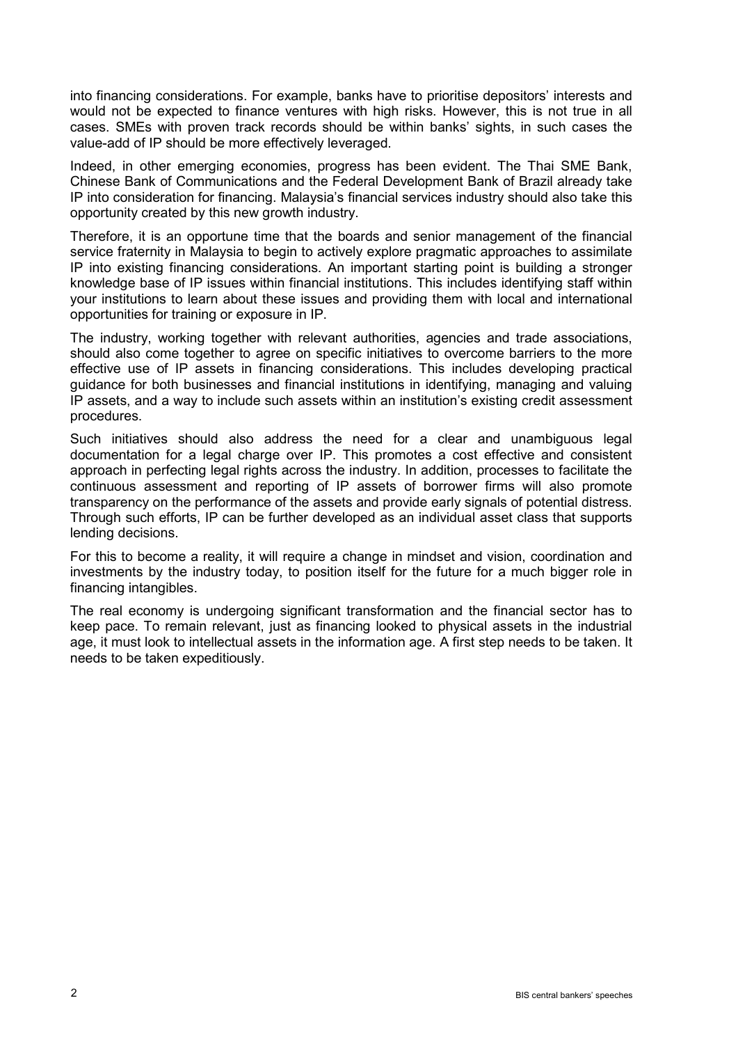into financing considerations. For example, banks have to prioritise depositors' interests and would not be expected to finance ventures with high risks. However, this is not true in all cases. SMEs with proven track records should be within banks' sights, in such cases the value-add of IP should be more effectively leveraged.

Indeed, in other emerging economies, progress has been evident. The Thai SME Bank, Chinese Bank of Communications and the Federal Development Bank of Brazil already take IP into consideration for financing. Malaysia's financial services industry should also take this opportunity created by this new growth industry.

Therefore, it is an opportune time that the boards and senior management of the financial service fraternity in Malaysia to begin to actively explore pragmatic approaches to assimilate IP into existing financing considerations. An important starting point is building a stronger knowledge base of IP issues within financial institutions. This includes identifying staff within your institutions to learn about these issues and providing them with local and international opportunities for training or exposure in IP.

The industry, working together with relevant authorities, agencies and trade associations, should also come together to agree on specific initiatives to overcome barriers to the more effective use of IP assets in financing considerations. This includes developing practical guidance for both businesses and financial institutions in identifying, managing and valuing IP assets, and a way to include such assets within an institution's existing credit assessment procedures.

Such initiatives should also address the need for a clear and unambiguous legal documentation for a legal charge over IP. This promotes a cost effective and consistent approach in perfecting legal rights across the industry. In addition, processes to facilitate the continuous assessment and reporting of IP assets of borrower firms will also promote transparency on the performance of the assets and provide early signals of potential distress. Through such efforts, IP can be further developed as an individual asset class that supports lending decisions.

For this to become a reality, it will require a change in mindset and vision, coordination and investments by the industry today, to position itself for the future for a much bigger role in financing intangibles.

The real economy is undergoing significant transformation and the financial sector has to keep pace. To remain relevant, just as financing looked to physical assets in the industrial age, it must look to intellectual assets in the information age. A first step needs to be taken. It needs to be taken expeditiously.